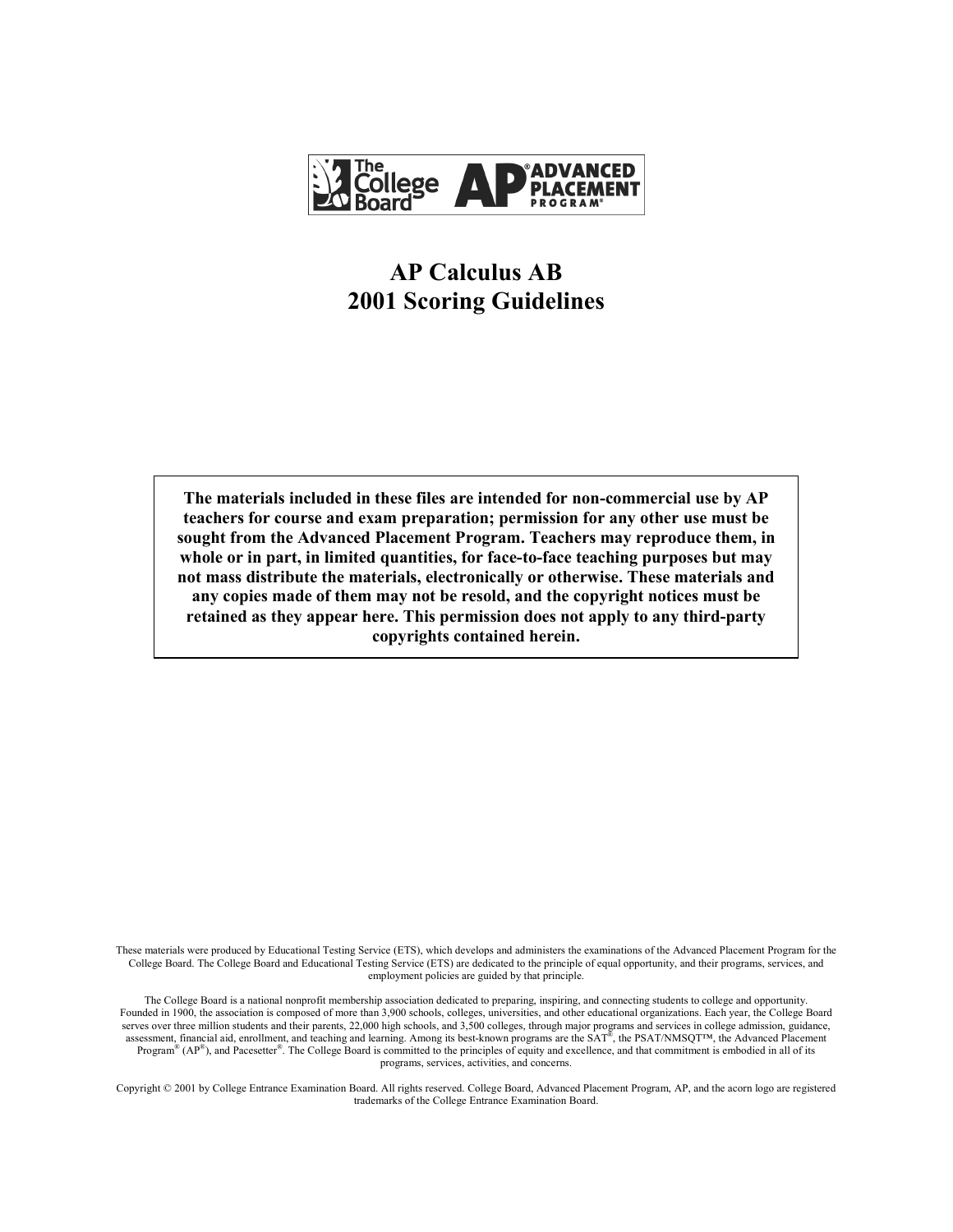The College Board | AP® Advanced Placement Program®

# AP Calculus AB
# 2001 Scoring Guidelines

**The materials included in these files are intended for non-commercial use by AP teachers for course and exam preparation; permission for any other use must be sought from the Advanced Placement Program. Teachers may reproduce them, in whole or in part, in limited quantities, for face-to-face teaching purposes but may not mass distribute the materials, electronically or otherwise. These materials and any copies made of them may not be resold, and the copyright notices must be retained as they appear here. This permission does not apply to any third-party copyrights contained herein.**

These materials were produced by Educational Testing Service (ETS), which develops and administers the examinations of the Advanced Placement Program for the College Board. The College Board and Educational Testing Service (ETS) are dedicated to the principle of equal opportunity, and their programs, services, and employment policies are guided by that principle.

The College Board is a national nonprofit membership association dedicated to preparing, inspiring, and connecting students to college and opportunity. Founded in 1900, the association is composed of more than 3,900 schools, colleges, universities, and other educational organizations. Each year, the College Board serves over three million students and their parents, 22,000 high schools, and 3,500 colleges, through major programs and services in college admission, guidance, assessment, financial aid, enrollment, and teaching and learning. Among its best-known programs are the SAT®, the PSAT/NMSQT™, the Advanced Placement Program® (AP®), and Pacesetter®. The College Board is committed to the principles of equity and excellence, and that commitment is embodied in all of its programs, services, activities, and concerns.

Copyright © 2001 by College Entrance Examination Board. All rights reserved. College Board, Advanced Placement Program, AP, and the acorn logo are registered trademarks of the College Entrance Examination Board.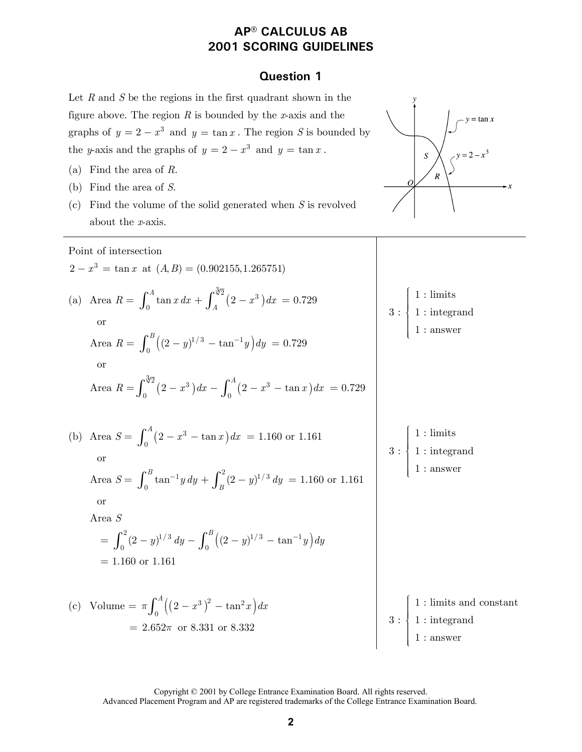# AP® CALCULUS AB
# 2001 SCORING GUIDELINES

## Question 1

Let $R$ and $S$ be the regions in the first quadrant shown in the figure above. The region $R$ is bounded by the $x$-axis and the graphs of $y = 2 - x^3$ and $y = \tan x$. The region $S$ is bounded by the $y$-axis and the graphs of $y = 2 - x^3$ and $y = \tan x$.

(a) Find the area of $R$.

(b) Find the area of $S$.

(c) Find the volume of the solid generated when $S$ is revolved about the $x$-axis.

---

Point of intersection

$2 - x^3 = \tan x$ at $(A, B) = (0.902155, 1.265751)$

(a) Area $R = \displaystyle\int_0^A \tan x\,dx + \int_A^{\sqrt[3]{2}} \left(2 - x^3\right) dx = 0.729$

or

Area $R = \displaystyle\int_0^B \left((2-y)^{1/3} - \tan^{-1} y\right) dy = 0.729$

or

Area $R = \displaystyle\int_0^{\sqrt[3]{2}} \left(2 - x^3\right) dx - \int_0^A \left(2 - x^3 - \tan x\right) dx = 0.729$

3 : { 1 : limits; 1 : integrand; 1 : answer }

(b) Area $S = \displaystyle\int_0^A \left(2 - x^3 - \tan x\right) dx = 1.160$ or $1.161$

or

Area $S = \displaystyle\int_0^B \tan^{-1} y\,dy + \int_B^2 (2-y)^{1/3}\,dy = 1.160$ or $1.161$

or

Area $S$

$= \displaystyle\int_0^2 (2-y)^{1/3}\,dy - \int_0^B \left((2-y)^{1/3} - \tan^{-1} y\right) dy$

$= 1.160$ or $1.161$

3 : { 1 : limits; 1 : integrand; 1 : answer }

(c) Volume $= \pi \displaystyle\int_0^A \left(\left(2 - x^3\right)^2 - \tan^2 x\right) dx$

$= 2.652\pi$ or $8.331$ or $8.332$

3 : { 1 : limits and constant; 1 : integrand; 1 : answer }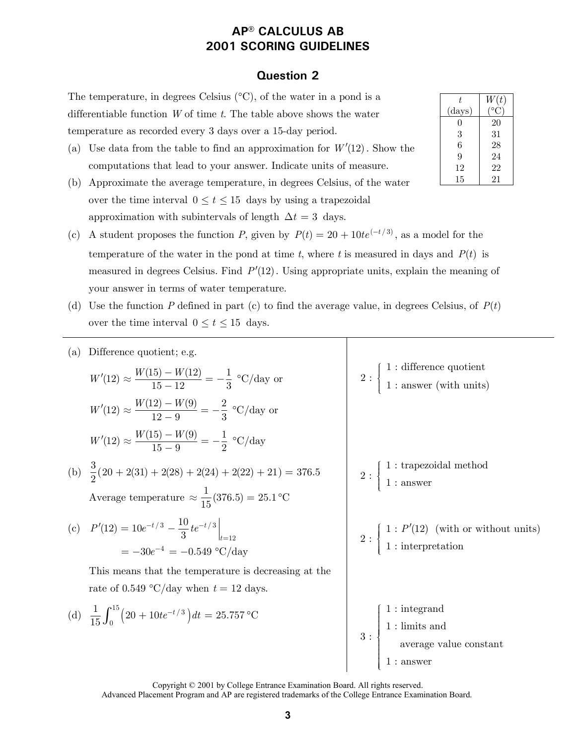# AP® CALCULUS AB
# 2001 SCORING GUIDELINES

## Question 2

The temperature, in degrees Celsius (°C), of the water in a pond is a differentiable function $W$ of time $t$. The table above shows the water temperature as recorded every 3 days over a 15-day period.

| $t$ (days) | $W(t)$ (°C) |
|---|---|
| 0 | 20 |
| 3 | 31 |
| 6 | 28 |
| 9 | 24 |
| 12 | 22 |
| 15 | 21 |

(a) Use data from the table to find an approximation for $W'(12)$. Show the computations that lead to your answer. Indicate units of measure.

(b) Approximate the average temperature, in degrees Celsius, of the water over the time interval $0 \le t \le 15$ days by using a trapezoidal approximation with subintervals of length $\Delta t = 3$ days.

(c) A student proposes the function $P$, given by $P(t) = 20 + 10te^{(-t/3)}$, as a model for the temperature of the water in the pond at time $t$, where $t$ is measured in days and $P(t)$ is measured in degrees Celsius. Find $P'(12)$. Using appropriate units, explain the meaning of your answer in terms of water temperature.

(d) Use the function $P$ defined in part (c) to find the average value, in degrees Celsius, of $P(t)$ over the time interval $0 \le t \le 15$ days.

---

(a) Difference quotient; e.g.

$$W'(12) \approx \frac{W(15) - W(12)}{15 - 12} = -\frac{1}{3} \text{ °C/day or}$$

$$W'(12) \approx \frac{W(12) - W(9)}{12 - 9} = -\frac{2}{3} \text{ °C/day or}$$

$$W'(12) \approx \frac{W(15) - W(9)}{15 - 9} = -\frac{1}{2} \text{ °C/day}$$

2 : { 1 : difference quotient; 1 : answer (with units) }

(b) $\frac{3}{2}(20 + 2(31) + 2(28) + 2(24) + 2(22) + 21) = 376.5$

Average temperature $\approx \frac{1}{15}(376.5) = 25.1\,$°C

2 : { 1 : trapezoidal method; 1 : answer }

(c) $P'(12) = 10e^{-t/3} - \frac{10}{3}te^{-t/3}\Big|_{t=12}$

$= -30e^{-4} = -0.549$ °C/day

This means that the temperature is decreasing at the rate of 0.549 °C/day when $t = 12$ days.

2 : { 1 : $P'(12)$ (with or without units); 1 : interpretation }

(d) $\frac{1}{15}\int_0^{15}\left(20 + 10te^{-t/3}\right)dt = 25.757\,$°C

3 : { 1 : integrand; 1 : limits and average value constant; 1 : answer }

Copyright © 2001 by College Entrance Examination Board. All rights reserved.
Advanced Placement Program and AP are registered trademarks of the College Entrance Examination Board.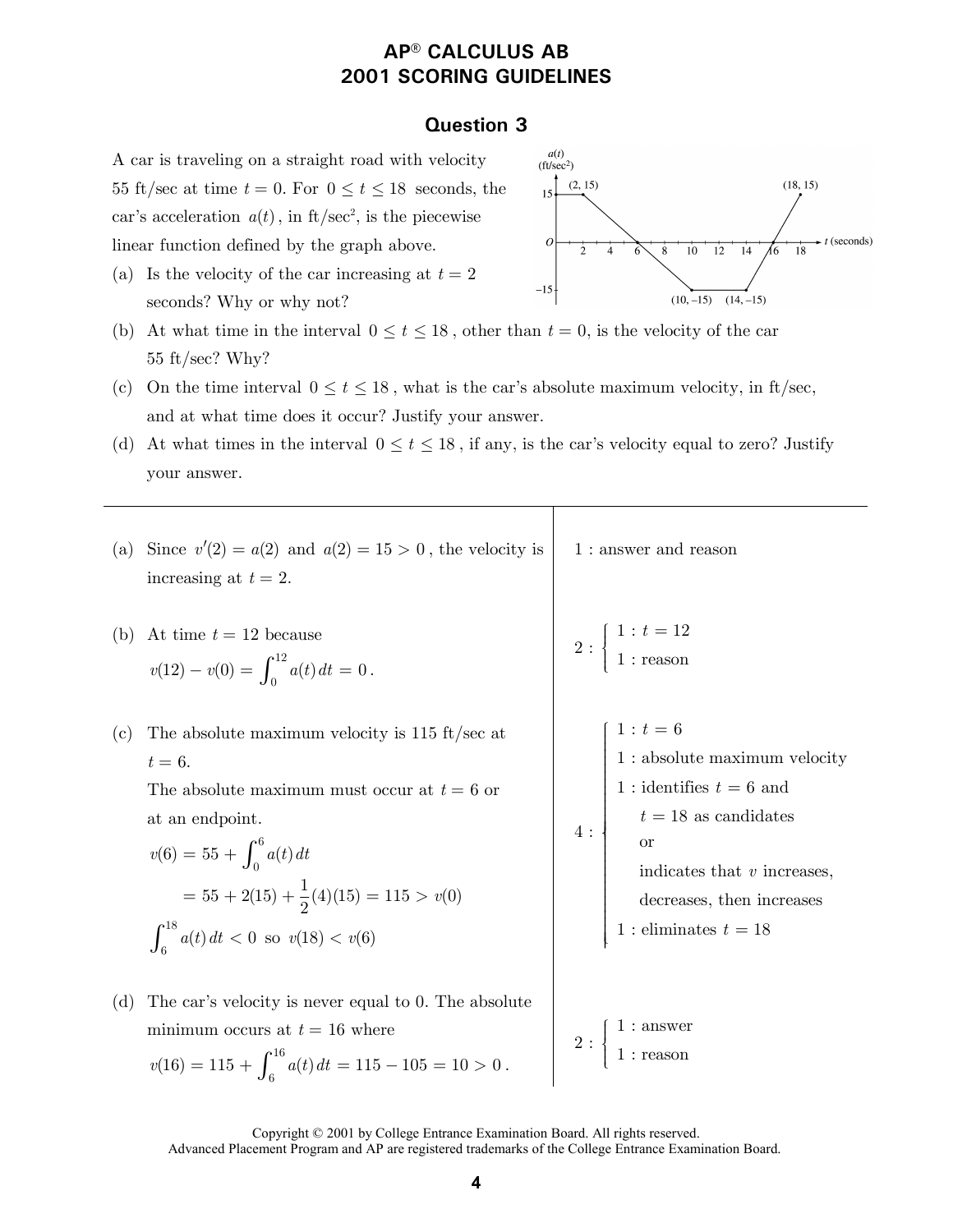# AP® CALCULUS AB
# 2001 SCORING GUIDELINES

## Question 3

A car is traveling on a straight road with velocity 55 ft/sec at time $t = 0$. For $0 \le t \le 18$ seconds, the car's acceleration $a(t)$, in ft/sec², is the piecewise linear function defined by the graph above.

(a) Is the velocity of the car increasing at $t = 2$ seconds? Why or why not?

(b) At what time in the interval $0 \le t \le 18$, other than $t = 0$, is the velocity of the car 55 ft/sec? Why?

(c) On the time interval $0 \le t \le 18$, what is the car's absolute maximum velocity, in ft/sec, and at what time does it occur? Justify your answer.

(d) At what times in the interval $0 \le t \le 18$, if any, is the car's velocity equal to zero? Justify your answer.

---

(a) Since $v'(2) = a(2)$ and $a(2) = 15 > 0$, the velocity is increasing at $t = 2$.

1 : answer and reason

(b) At time $t = 12$ because

$$v(12) - v(0) = \int_0^{12} a(t)\,dt = 0.$$

2 : { 1 : $t = 12$; 1 : reason }

(c) The absolute maximum velocity is 115 ft/sec at $t = 6$.

The absolute maximum must occur at $t = 6$ or at an endpoint.

$$v(6) = 55 + \int_0^6 a(t)\,dt$$

$$= 55 + 2(15) + \frac{1}{2}(4)(15) = 115 > v(0)$$

$$\int_6^{18} a(t)\,dt < 0 \text{ so } v(18) < v(6)$$

4 : { 1 : $t = 6$; 1 : absolute maximum velocity; 1 : identifies $t = 6$ and $t = 18$ as candidates or indicates that $v$ increases, decreases, then increases; 1 : eliminates $t = 18$ }

(d) The car's velocity is never equal to 0. The absolute minimum occurs at $t = 16$ where

$$v(16) = 115 + \int_6^{16} a(t)\,dt = 115 - 105 = 10 > 0.$$

2 : { 1 : answer; 1 : reason }

Copyright © 2001 by College Entrance Examination Board. All rights reserved.
Advanced Placement Program and AP are registered trademarks of the College Entrance Examination Board.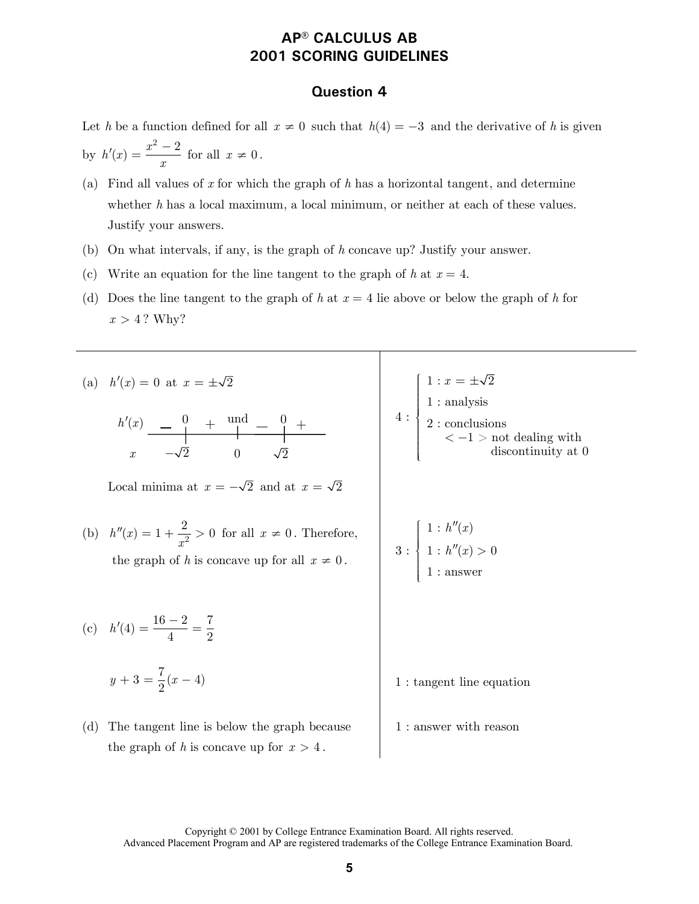# AP® CALCULUS AB
# 2001 SCORING GUIDELINES

## Question 4

Let $h$ be a function defined for all $x \neq 0$ such that $h(4) = -3$ and the derivative of $h$ is given by $h'(x) = \dfrac{x^2 - 2}{x}$ for all $x \neq 0$.

(a) Find all values of $x$ for which the graph of $h$ has a horizontal tangent, and determine whether $h$ has a local maximum, a local minimum, or neither at each of these values. Justify your answers.

(b) On what intervals, if any, is the graph of $h$ concave up? Justify your answer.

(c) Write an equation for the line tangent to the graph of $h$ at $x = 4$.

(d) Does the line tangent to the graph of $h$ at $x = 4$ lie above or below the graph of $h$ for $x > 4$? Why?

---

(a) $h'(x) = 0$ at $x = \pm\sqrt{2}$

| $h'(x)$ | $-$ | $0$ | $+$ | und | $-$ | $0$ | $+$ |
|---|---|---|---|---|---|---|---|
| $x$ | | $-\sqrt{2}$ | | $0$ | | $\sqrt{2}$ | |

Local minima at $x = -\sqrt{2}$ and at $x = \sqrt{2}$

4 :
- 1 : $x = \pm\sqrt{2}$
- 1 : analysis
- 2 : conclusions
  - $< -1 >$ not dealing with discontinuity at 0

(b) $h''(x) = 1 + \dfrac{2}{x^2} > 0$ for all $x \neq 0$. Therefore, the graph of $h$ is concave up for all $x \neq 0$.

3 :
- 1 : $h''(x)$
- 1 : $h''(x) > 0$
- 1 : answer

(c) $h'(4) = \dfrac{16 - 2}{4} = \dfrac{7}{2}$

$$y + 3 = \frac{7}{2}(x - 4)$$

1 : tangent line equation

(d) The tangent line is below the graph because the graph of $h$ is concave up for $x > 4$.

1 : answer with reason

Copyright © 2001 by College Entrance Examination Board. All rights reserved.
Advanced Placement Program and AP are registered trademarks of the College Entrance Examination Board.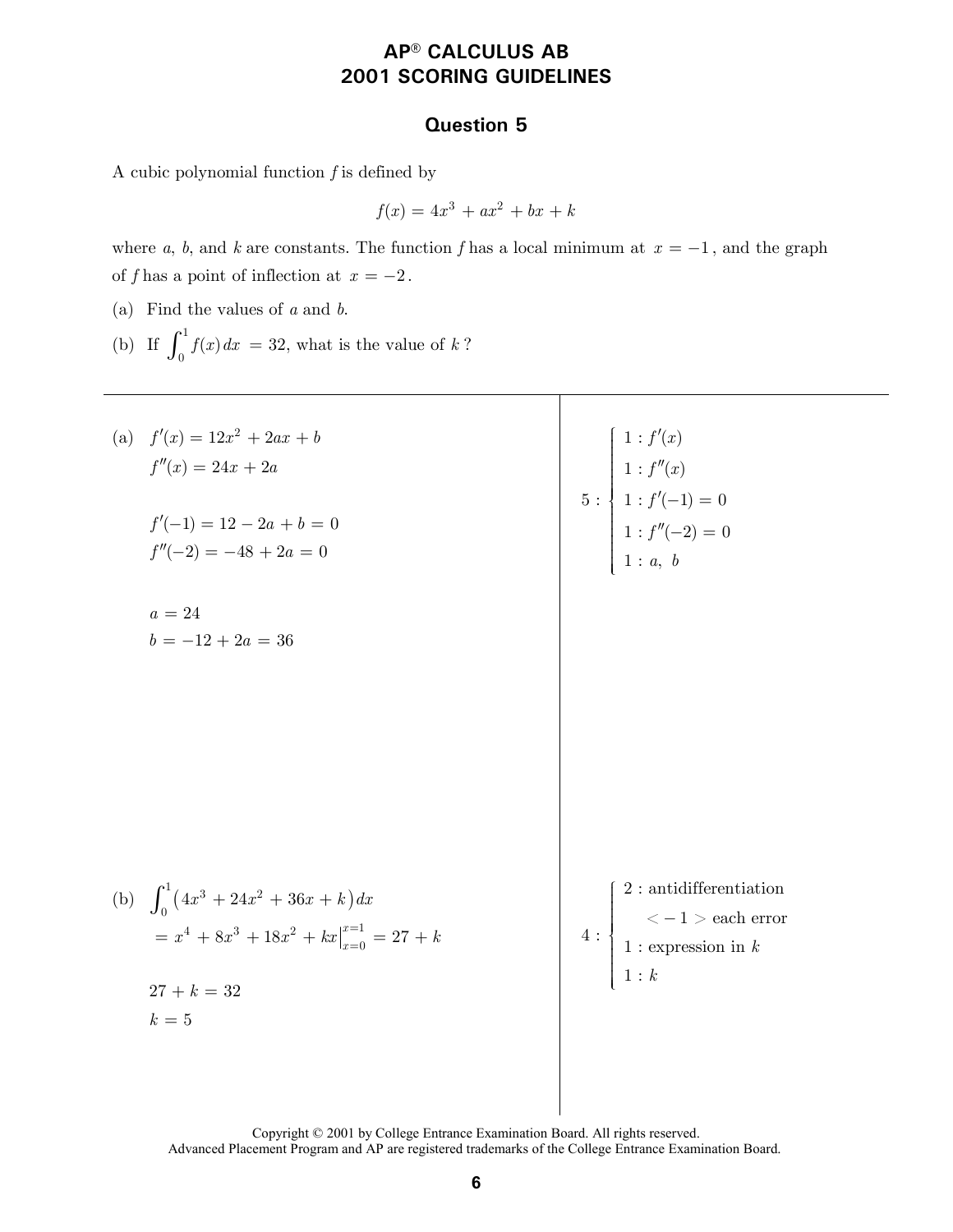# AP® CALCULUS AB
## 2001 SCORING GUIDELINES

### Question 5

A cubic polynomial function $f$ is defined by

$$f(x) = 4x^3 + ax^2 + bx + k$$

where $a$, $b$, and $k$ are constants. The function $f$ has a local minimum at $x = -1$, and the graph of $f$ has a point of inflection at $x = -2$.

(a) Find the values of $a$ and $b$.

(b) If $\int_0^1 f(x)\,dx = 32$, what is the value of $k$?

---

(a) $f'(x) = 12x^2 + 2ax + b$

$f''(x) = 24x + 2a$

$f'(-1) = 12 - 2a + b = 0$

$f''(-2) = -48 + 2a = 0$

$a = 24$

$b = -12 + 2a = 36$

$$5 : \begin{cases} 1 : f'(x) \\ 1 : f''(x) \\ 1 : f'(-1) = 0 \\ 1 : f''(-2) = 0 \\ 1 : a,\ b \end{cases}$$

(b) $\int_0^1 \left(4x^3 + 24x^2 + 36x + k\right) dx$

$= x^4 + 8x^3 + 18x^2 + kx\Big|_{x=0}^{x=1} = 27 + k$

$27 + k = 32$

$k = 5$

$$4 : \begin{cases} 2 : \text{antidifferentiation} \\ \quad < -1 > \text{ each error} \\ 1 : \text{expression in } k \\ 1 : k \end{cases}$$

Copyright © 2001 by College Entrance Examination Board. All rights reserved.
Advanced Placement Program and AP are registered trademarks of the College Entrance Examination Board.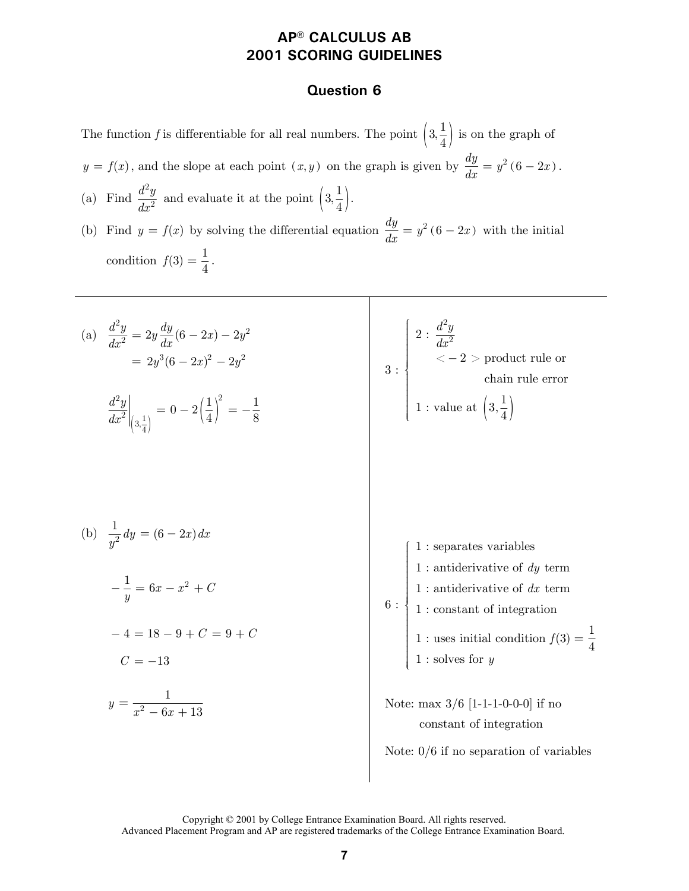# AP® CALCULUS AB
## 2001 SCORING GUIDELINES

### Question 6

The function $f$ is differentiable for all real numbers. The point $\left(3, \frac{1}{4}\right)$ is on the graph of $y = f(x)$, and the slope at each point $(x, y)$ on the graph is given by $\frac{dy}{dx} = y^2(6 - 2x)$.

(a) Find $\frac{d^2y}{dx^2}$ and evaluate it at the point $\left(3, \frac{1}{4}\right)$.

(b) Find $y = f(x)$ by solving the differential equation $\frac{dy}{dx} = y^2(6 - 2x)$ with the initial condition $f(3) = \frac{1}{4}$.

---

(a)
$$\frac{d^2y}{dx^2} = 2y\frac{dy}{dx}(6 - 2x) - 2y^2$$
$$= 2y^3(6 - 2x)^2 - 2y^2$$

$$\left.\frac{d^2y}{dx^2}\right|_{\left(3, \frac{1}{4}\right)} = 0 - 2\left(\frac{1}{4}\right)^2 = -\frac{1}{8}$$

3 :
- 2 : $\frac{d^2y}{dx^2}$
  - < −2 > product rule or chain rule error
- 1 : value at $\left(3, \frac{1}{4}\right)$

(b)
$$\frac{1}{y^2}\,dy = (6 - 2x)\,dx$$

$$-\frac{1}{y} = 6x - x^2 + C$$

$$-4 = 18 - 9 + C = 9 + C$$

$$C = -13$$

$$y = \frac{1}{x^2 - 6x + 13}$$

6 :
- 1 : separates variables
- 1 : antiderivative of $dy$ term
- 1 : antiderivative of $dx$ term
- 1 : constant of integration
- 1 : uses initial condition $f(3) = \frac{1}{4}$
- 1 : solves for $y$

Note: max 3/6 [1-1-1-0-0-0] if no constant of integration

Note: 0/6 if no separation of variables

Copyright © 2001 by College Entrance Examination Board. All rights reserved.
Advanced Placement Program and AP are registered trademarks of the College Entrance Examination Board.